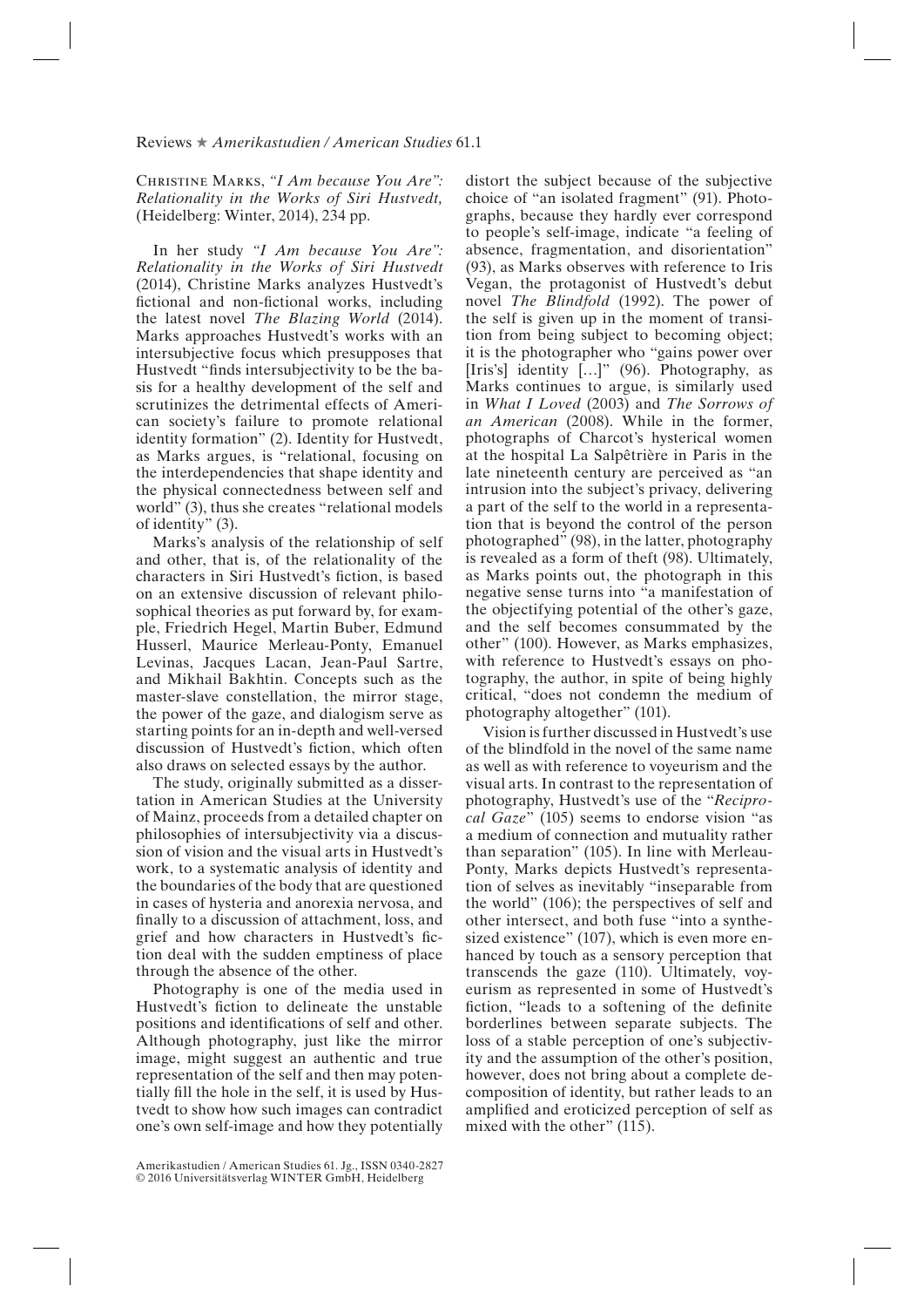Christine Marks, *"I Am because You Are": Relationality in the Works of Siri Hustvedt,* (Heidelberg: Winter, 2014), 234 pp.

In her study *"I Am because You Are": Relationality in the Works of Siri Hustvedt* (2014), Christine Marks analyzes Hustvedt's fictional and non-fictional works, including the latest novel *The Blazing World* (2014). Marks approaches Hustvedt's works with an intersubjective focus which presupposes that Hustvedt "finds intersubjectivity to be the basis for a healthy development of the self and scrutinizes the detrimental effects of American society's failure to promote relational identity formation" (2). Identity for Hustvedt, as Marks argues, is "relational, focusing on the interdependencies that shape identity and the physical connectedness between self and world" (3), thus she creates "relational models of identity" (3).

Marks's analysis of the relationship of self and other, that is, of the relationality of the characters in Siri Hustvedt's fiction, is based on an extensive discussion of relevant philosophical theories as put forward by, for example, Friedrich Hegel, Martin Buber, Edmund Husserl, Maurice Merleau-Ponty, Emanuel Levinas, Jacques Lacan, Jean-Paul Sartre, and Mikhail Bakhtin. Concepts such as the master-slave constellation, the mirror stage, the power of the gaze, and dialogism serve as starting points for an in-depth and well-versed discussion of Hustvedt's fiction, which often also draws on selected essays by the author.

The study, originally submitted as a dissertation in American Studies at the University of Mainz, proceeds from a detailed chapter on philosophies of intersubjectivity via a discussion of vision and the visual arts in Hustvedt's work, to a systematic analysis of identity and the boundaries of the body that are questioned in cases of hysteria and anorexia nervosa, and finally to a discussion of attachment, loss, and grief and how characters in Hustvedt's fiction deal with the sudden emptiness of place through the absence of the other.

Photography is one of the media used in Hustvedt's fiction to delineate the unstable positions and identifications of self and other. Although photography, just like the mirror image, might suggest an authentic and true representation of the self and then may potentially fill the hole in the self, it is used by Hustvedt to show how such images can contradict one's own self-image and how they potentially distort the subject because of the subjective choice of "an isolated fragment" (91). Photographs, because they hardly ever correspond to people's self-image, indicate "a feeling of absence, fragmentation, and disorientation" (93), as Marks observes with reference to Iris Vegan, the protagonist of Hustvedt's debut novel *The Blindfold* (1992). The power of the self is given up in the moment of transition from being subject to becoming object; it is the photographer who "gains power over [Iris's] identity […]" (96). Photography, as Marks continues to argue, is similarly used in *What I Loved* (2003) and *The Sorrows of an American* (2008). While in the former, photographs of Charcot's hysterical women at the hospital La Salpêtrière in Paris in the late nineteenth century are perceived as "an intrusion into the subject's privacy, delivering a part of the self to the world in a representation that is beyond the control of the person photographed" (98), in the latter, photography is revealed as a form of theft (98). Ultimately, as Marks points out, the photograph in this negative sense turns into "a manifestation of the objectifying potential of the other's gaze, and the self becomes consummated by the other" (100). However, as Marks emphasizes, with reference to Hustvedt's essays on photography, the author, in spite of being highly critical, "does not condemn the medium of photography altogether" (101).

Vision is further discussed in Hustvedt's use of the blindfold in the novel of the same name as well as with reference to voyeurism and the visual arts. In contrast to the representation of photography, Hustvedt's use of the "*Reciprocal Gaze*" (105) seems to endorse vision "as a medium of connection and mutuality rather than separation" (105). In line with Merleau-Ponty, Marks depicts Hustvedt's representation of selves as inevitably "inseparable from the world" (106); the perspectives of self and other intersect, and both fuse "into a synthesized existence" (107), which is even more enhanced by touch as a sensory perception that transcends the gaze (110). Ultimately, voyeurism as represented in some of Hustvedt's fiction, "leads to a softening of the definite borderlines between separate subjects. The loss of a stable perception of one's subjectivity and the assumption of the other's position, however, does not bring about a complete decomposition of identity, but rather leads to an amplified and eroticized perception of self as mixed with the other" (115).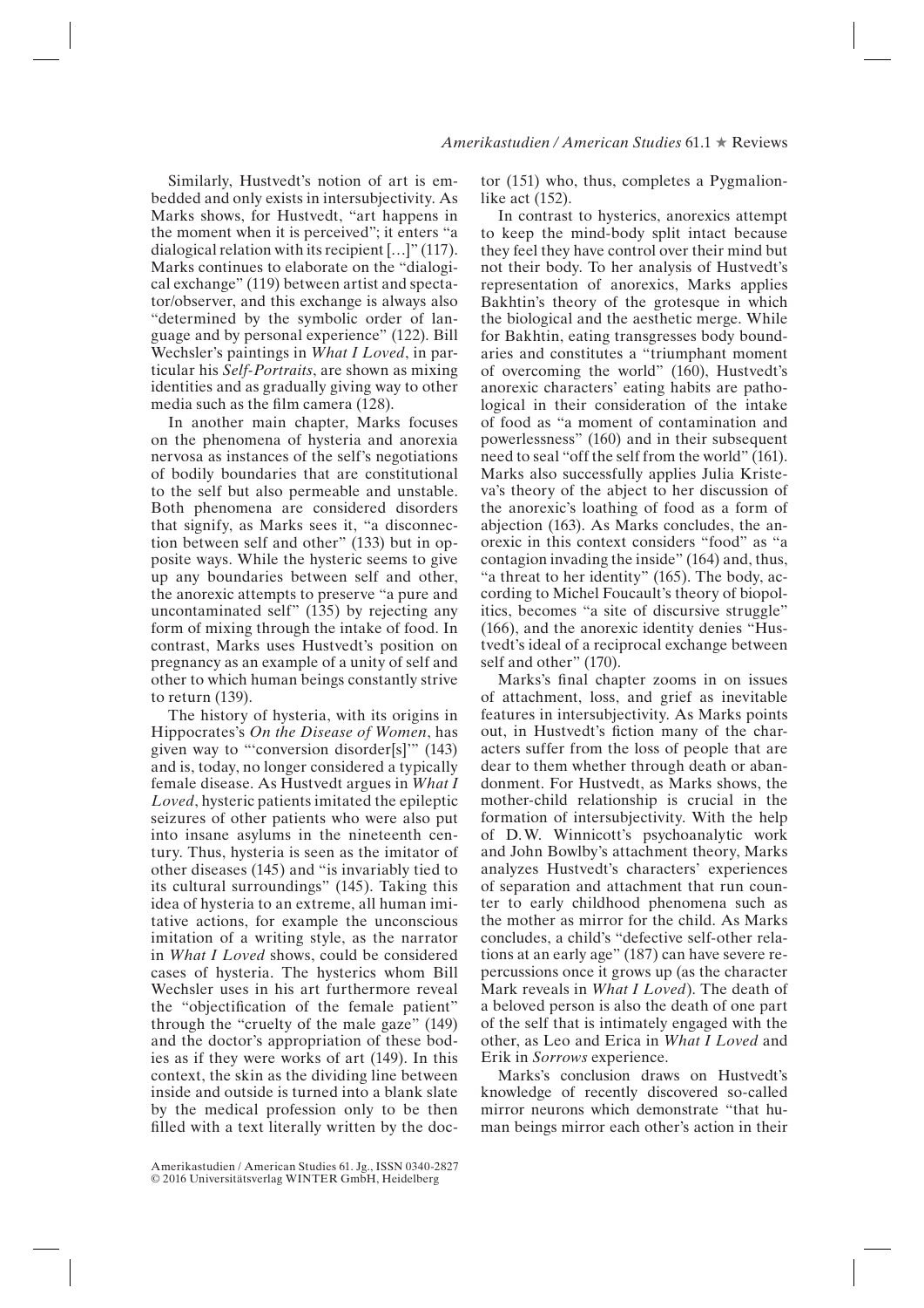Similarly, Hustvedt's notion of art is embedded and only exists in intersubjectivity. As Marks shows, for Hustvedt, "art happens in the moment when it is perceived"; it enters "a dialogical relation with its recipient […]" (117). Marks continues to elaborate on the "dialogical exchange" (119) between artist and spectator/observer, and this exchange is always also "determined by the symbolic order of language and by personal experience" (122). Bill Wechsler's paintings in *What I Loved*, in particular his *Self-Portraits*, are shown as mixing identities and as gradually giving way to other media such as the film camera (128).

In another main chapter, Marks focuses on the phenomena of hysteria and anorexia nervosa as instances of the self's negotiations of bodily boundaries that are constitutional to the self but also permeable and unstable. Both phenomena are considered disorders that signify, as Marks sees it, "a disconnection between self and other" (133) but in opposite ways. While the hysteric seems to give up any boundaries between self and other, the anorexic attempts to preserve "a pure and uncontaminated self" (135) by rejecting any form of mixing through the intake of food. In contrast, Marks uses Hustvedt's position on pregnancy as an example of a unity of self and other to which human beings constantly strive to return (139).

The history of hysteria, with its origins in Hippocrates's *On the Disease of Women*, has given way to "'conversion disorder[s]'" (143) and is, today, no longer considered a typically female disease. As Hustvedt argues in *What I Loved*, hysteric patients imitated the epileptic seizures of other patients who were also put into insane asylums in the nineteenth century. Thus, hysteria is seen as the imitator of other diseases (145) and "is invariably tied to its cultural surroundings" (145). Taking this idea of hysteria to an extreme, all human imitative actions, for example the unconscious imitation of a writing style, as the narrator in *What I Loved* shows, could be considered cases of hysteria. The hysterics whom Bill Wechsler uses in his art furthermore reveal the "objectification of the female patient" through the "cruelty of the male gaze" (149) and the doctor's appropriation of these bodies as if they were works of art (149). In this context, the skin as the dividing line between inside and outside is turned into a blank slate by the medical profession only to be then filled with a text literally written by the doctor (151) who, thus, completes a Pygmalion-like act (152).

In contrast to hysterics, anorexics attempt to keep the mind-body split intact because they feel they have control over their mind but not their body. To her analysis of Hustvedt's representation of anorexics, Marks applies Bakhtin's theory of the grotesque in which the biological and the aesthetic merge. While for Bakhtin, eating transgresses body boundaries and constitutes a "triumphant moment of overcoming the world" (160), Hustvedt's anorexic characters' eating habits are pathological in their consideration of the intake of food as "a moment of contamination and powerlessness" (160) and in their subsequent need to seal "off the self from the world" (161). Marks also successfully applies Julia Kristeva's theory of the abject to her discussion of the anorexic's loathing of food as a form of abjection (163). As Marks concludes, the anorexic in this context considers "food" as "a contagion invading the inside" (164) and, thus, "a threat to her identity" (165). The body, according to Michel Foucault's theory of biopolitics, becomes "a site of discursive struggle" (166), and the anorexic identity denies "Hustvedt's ideal of a reciprocal exchange between self and other" (170).

Marks's final chapter zooms in on issues of attachment, loss, and grief as inevitable features in intersubjectivity. As Marks points out, in Hustvedt's fiction many of the characters suffer from the loss of people that are dear to them whether through death or abandonment. For Hustvedt, as Marks shows, the mother-child relationship is crucial in the formation of intersubjectivity. With the help of D.W. Winnicott's psychoanalytic work and John Bowlby's attachment theory, Marks analyzes Hustvedt's characters' experiences of separation and attachment that run counter to early childhood phenomena such as the mother as mirror for the child. As Marks concludes, a child's "defective self-other relations at an early age" (187) can have severe repercussions once it grows up (as the character Mark reveals in *What I Loved*). The death of a beloved person is also the death of one part of the self that is intimately engaged with the other, as Leo and Erica in *What I Loved* and Erik in *Sorrows* experience.

Marks's conclusion draws on Hustvedt's knowledge of recently discovered so-called mirror neurons which demonstrate "that human beings mirror each other's action in their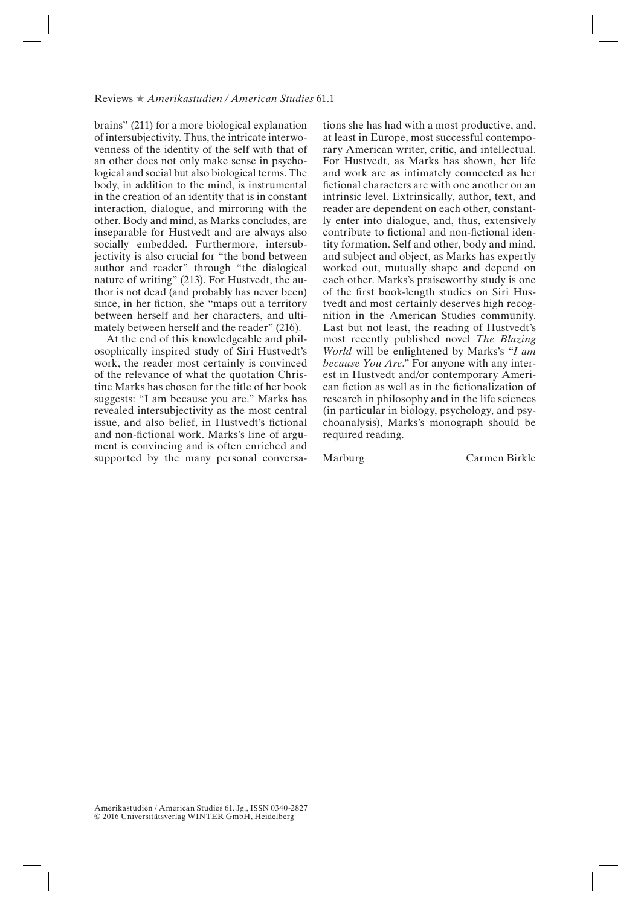brains" (211) for a more biological explanation of intersubjectivity. Thus, the intricate interwovenness of the identity of the self with that of an other does not only make sense in psychological and social but also biological terms. The body, in addition to the mind, is instrumental in the creation of an identity that is in constant interaction, dialogue, and mirroring with the other. Body and mind, as Marks concludes, are inseparable for Hustvedt and are always also socially embedded. Furthermore, intersubjectivity is also crucial for "the bond between author and reader" through "the dialogical nature of writing" (213). For Hustvedt, the author is not dead (and probably has never been) since, in her fiction, she "maps out a territory between herself and her characters, and ultimately between herself and the reader" (216).

At the end of this knowledgeable and philosophically inspired study of Siri Hustvedt's work, the reader most certainly is convinced of the relevance of what the quotation Christine Marks has chosen for the title of her book suggests: "I am because you are." Marks has revealed intersubjectivity as the most central issue, and also belief, in Hustvedt's fictional and non-fictional work. Marks's line of argument is convincing and is often enriched and supported by the many personal conversations she has had with a most productive, and, at least in Europe, most successful contemporary American writer, critic, and intellectual. For Hustvedt, as Marks has shown, her life and work are as intimately connected as her fictional characters are with one another on an intrinsic level. Extrinsically, author, text, and reader are dependent on each other, constantly enter into dialogue, and, thus, extensively contribute to fictional and non-fictional identity formation. Self and other, body and mind, and subject and object, as Marks has expertly worked out, mutually shape and depend on each other. Marks's praiseworthy study is one of the first book-length studies on Siri Hustvedt and most certainly deserves high recognition in the American Studies community. Last but not least, the reading of Hustvedt's most recently published novel *The Blazing World* will be enlightened by Marks's "*I am because You Are*." For anyone with any interest in Hustvedt and/or contemporary American fiction as well as in the fictionalization of research in philosophy and in the life sciences (in particular in biology, psychology, and psychoanalysis), Marks's monograph should be required reading.

Marburg — Carmen Birkle

Amerikastudien / American Studies 61. Jg., ISSN 0340-2827
© 2016 Universitätsverlag WINTER GmbH, Heidelberg